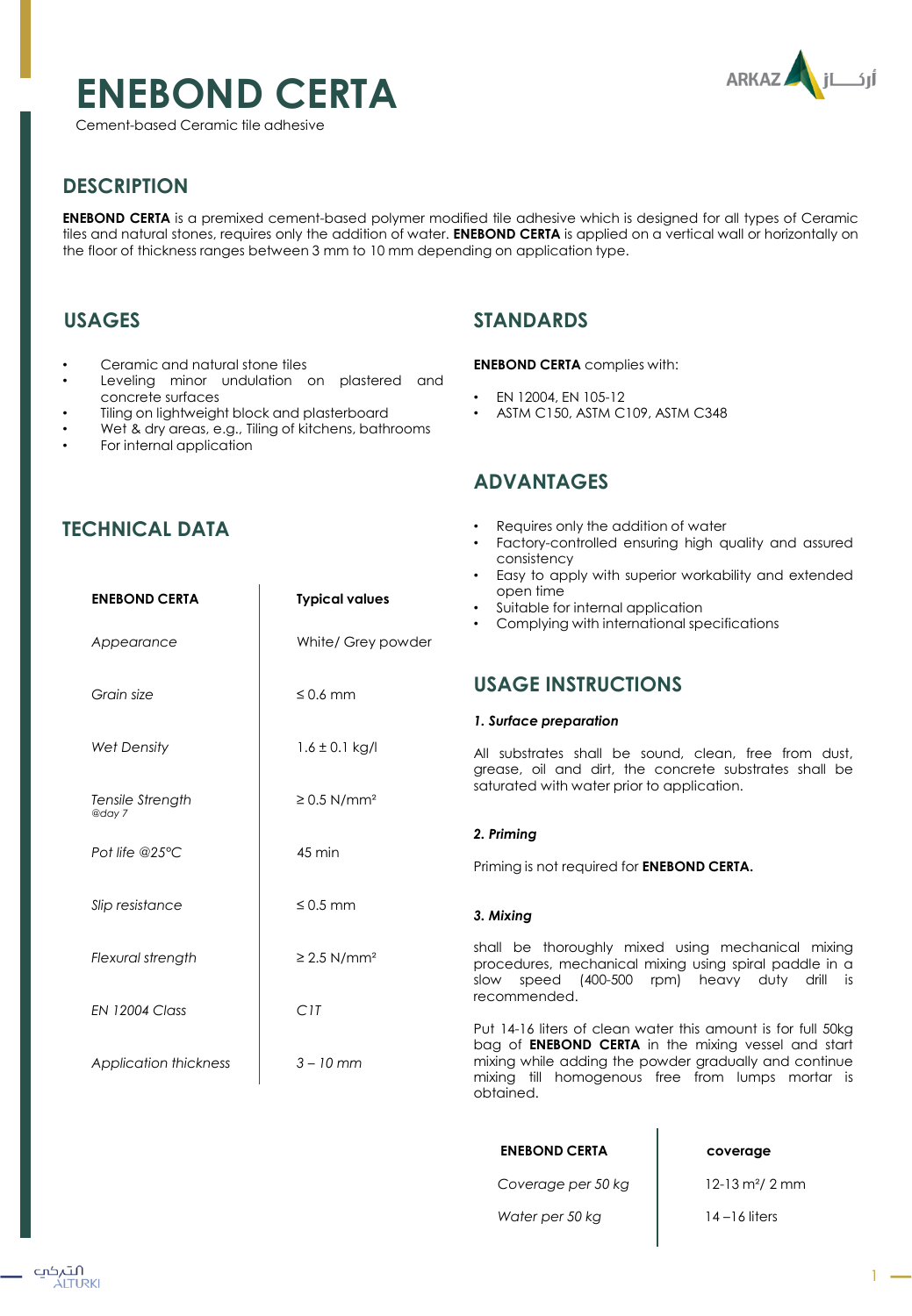# ENEBOND CERTA

Cement-based Ceramic tile adhesive

## DESCRIPTION

**ENEBOND CERTA** is a premixed cement-based polymer modified tile adhesive which is designed for all types of Ceramic tiles and natural stones, requires only the addition of water. **ENEBOND CERTA** is applied on a vertical wall or horizontally on the floor of thickness ranges between 3 mm to 10 mm depending on application type.

## USAGES

- Ceramic and natural stone tiles
- Leveling minor undulation on plastered and concrete surfaces
- Tiling on lightweight block and plasterboard
- Wet & dry areas, e.g., Tiling of kitchens, bathrooms
- For internal application

## TECHNICAL DATA

| ENEBOND CERTA | Typical values |
|---|---|
| *Appearance* | White/ Grey powder |
| *Grain size* | ≤ 0.6 mm |
| *Wet Density* | 1.6 ± 0.1 kg/l |
| *Tensile Strength @day 7* | ≥ 0.5 N/mm² |
| *Pot life @25°C* | 45 min |
| *Slip resistance* | ≤ 0.5 mm |
| *Flexural strength* | ≥ 2.5 N/mm² |
| *EN 12004 Class* | *C1T* |
| *Application thickness* | *3 – 10 mm* |

## STANDARDS

**ENEBOND CERTA** complies with:

- EN 12004, EN 105-12
- ASTM C150, ASTM C109, ASTM C348

## ADVANTAGES

- Requires only the addition of water
- Factory-controlled ensuring high quality and assured consistency
- Easy to apply with superior workability and extended open time
- Suitable for internal application
- Complying with international specifications

## USAGE INSTRUCTIONS

***1. Surface preparation***

All substrates shall be sound, clean, free from dust, grease, oil and dirt, the concrete substrates shall be saturated with water prior to application.

***2. Priming***

Priming is not required for **ENEBOND CERTA.**

***3. Mixing***

shall be thoroughly mixed using mechanical mixing procedures, mechanical mixing using spiral paddle in a slow speed (400-500 rpm) heavy duty drill is recommended.

Put 14-16 liters of clean water this amount is for full 50kg bag of **ENEBOND CERTA** in the mixing vessel and start mixing while adding the powder gradually and continue mixing till homogenous free from lumps mortar is obtained.

| ENEBOND CERTA | coverage |
|---|---|
| *Coverage per 50 kg* | 12-13 m²/ 2 mm |
| *Water per 50 kg* | 14 –16 liters |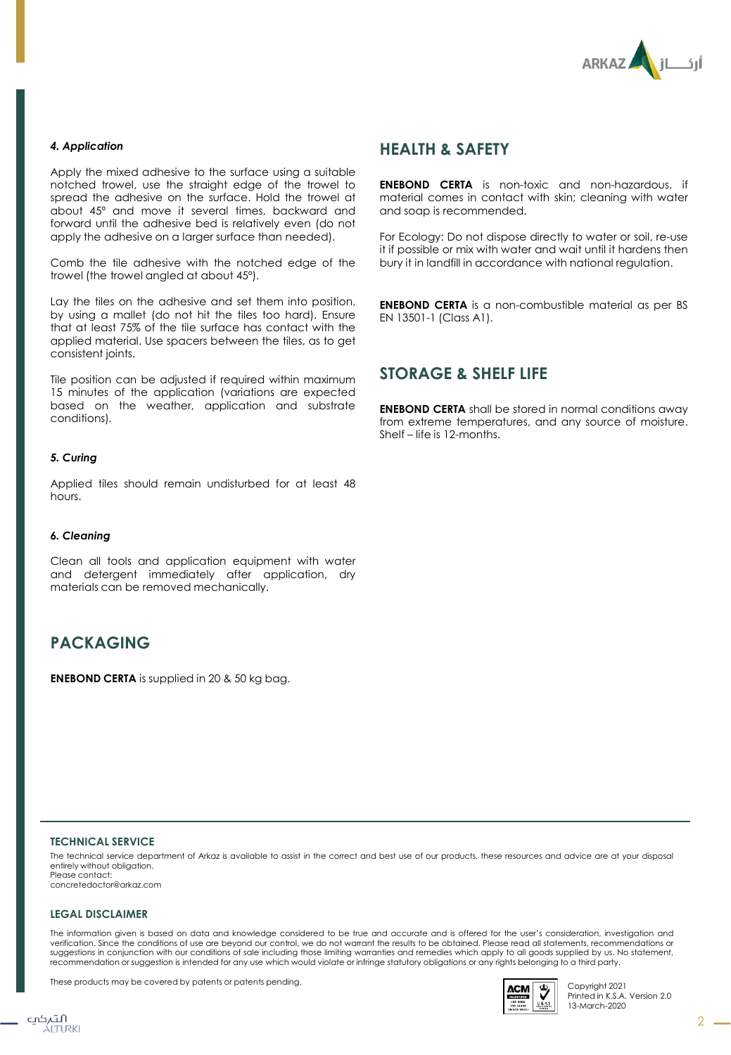#### *4. Application*

Apply the mixed adhesive to the surface using a suitable notched trowel, use the straight edge of the trowel to spread the adhesive on the surface. Hold the trowel at about 45° and move it several times, backward and forward until the adhesive bed is relatively even (do not apply the adhesive on a larger surface than needed).

Comb the tile adhesive with the notched edge of the trowel (the trowel angled at about 45°).

Lay the tiles on the adhesive and set them into position, by using a mallet (do not hit the tiles too hard). Ensure that at least 75% of the tile surface has contact with the applied material. Use spacers between the tiles, as to get consistent joints.

Tile position can be adjusted if required within maximum 15 minutes of the application (variations are expected based on the weather, application and substrate conditions).

#### *5. Curing*

Applied tiles should remain undisturbed for at least 48 hours.

#### *6. Cleaning*

Clean all tools and application equipment with water and detergent immediately after application, dry materials can be removed mechanically.

## PACKAGING

**ENEBOND CERTA** is supplied in 20 & 50 kg bag.

## HEALTH & SAFETY

**ENEBOND CERTA** is non-toxic and non-hazardous, if material comes in contact with skin; cleaning with water and soap is recommended.

For Ecology: Do not dispose directly to water or soil, re-use it if possible or mix with water and wait until it hardens then bury it in landfill in accordance with national regulation.

**ENEBOND CERTA** is a non-combustible material as per BS EN 13501-1 (Class A1).

## STORAGE & SHELF LIFE

**ENEBOND CERTA** shall be stored in normal conditions away from extreme temperatures, and any source of moisture. Shelf – life is 12-months.

### TECHNICAL SERVICE

The technical service department of Arkaz is available to assist in the correct and best use of our products, these resources and advice are at your disposal entirely without obligation.
Please contact:
concretedoctor@arkaz.com

### LEGAL DISCLAIMER

The information given is based on data and knowledge considered to be true and accurate and is offered for the user's consideration, investigation and verification. Since the conditions of use are beyond our control, we do not warrant the results to be obtained. Please read all statements, recommendations or suggestions in conjunction with our conditions of sale including those limiting warranties and remedies which apply to all goods supplied by us. No statement, recommendation or suggestion is intended for any use which would violate or infringe statutory obligations or any rights belonging to a third party.

These products may be covered by patents or patents pending.

Copyright 2021
Printed in K.S.A. Version 2.0
13-March-2020